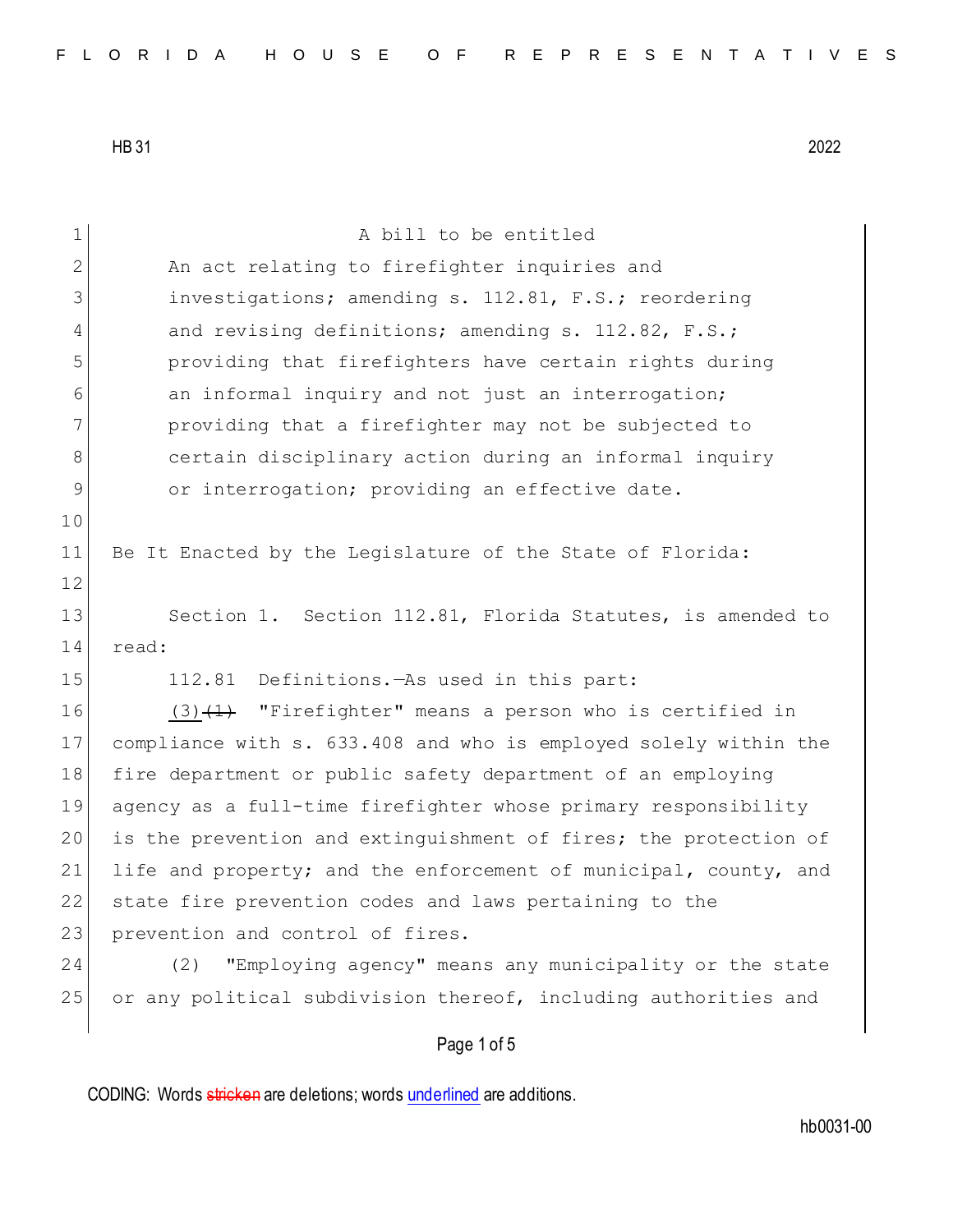HB 31 2022

A bill to be entitled

An act relating to firefighter inquiries and investigations; amending s. 112.81, F.S.; reordering and revising definitions; amending s. 112.82, F.S.; providing that firefighters have certain rights during an informal inquiry and not just an interrogation; providing that a firefighter may not be subjected to certain disciplinary action during an informal inquiry or interrogation; providing an effective date.

Be It Enacted by the Legislature of the State of Florida:

Section 1. Section 112.81, Florida Statutes, is amended to read:

112.81 Definitions.—As used in this part:

(3) ~~(1)~~ "Firefighter" means a person who is certified in compliance with s. 633.408 and who is employed solely within the fire department or public safety department of an employing agency as a full-time firefighter whose primary responsibility is the prevention and extinguishment of fires; the protection of life and property; and the enforcement of municipal, county, and state fire prevention codes and laws pertaining to the prevention and control of fires.

(2) "Employing agency" means any municipality or the state or any political subdivision thereof, including authorities and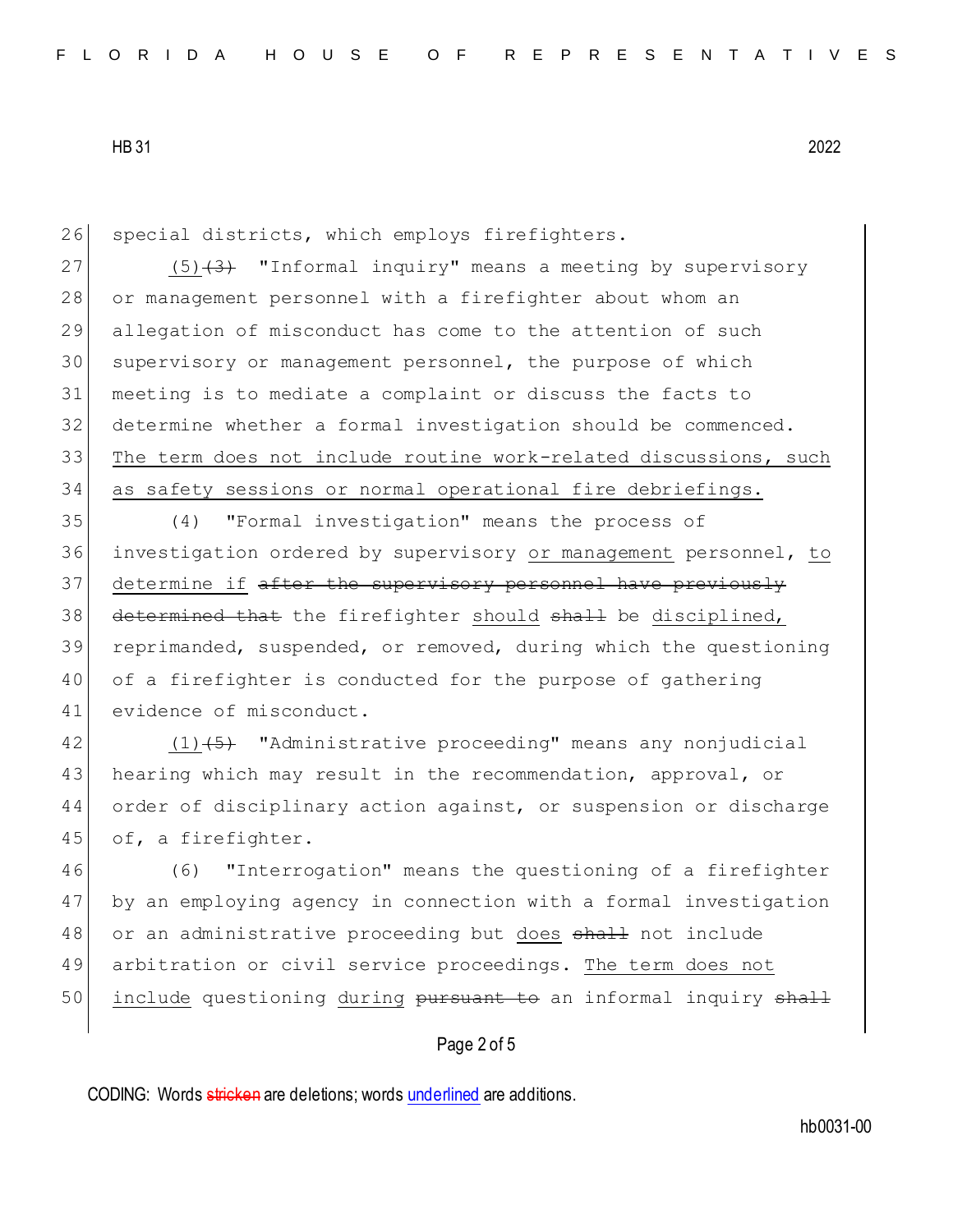special districts, which employs firefighters.

<u>(5)</u>~~(3)~~ "Informal inquiry" means a meeting by supervisory or management personnel with a firefighter about whom an allegation of misconduct has come to the attention of such supervisory or management personnel, the purpose of which meeting is to mediate a complaint or discuss the facts to determine whether a formal investigation should be commenced. <u>The term does not include routine work-related discussions, such as safety sessions or normal operational fire debriefings.</u>

(4) "Formal investigation" means the process of investigation ordered by supervisory <u>or management</u> personnel, <u>to determine if</u> ~~after the supervisory personnel have previously determined that~~ the firefighter <u>should</u> ~~shall~~ be <u>disciplined,</u> reprimanded, suspended, or removed, during which the questioning of a firefighter is conducted for the purpose of gathering evidence of misconduct.

<u>(1)</u>~~(5)~~ "Administrative proceeding" means any nonjudicial hearing which may result in the recommendation, approval, or order of disciplinary action against, or suspension or discharge of, a firefighter.

(6) "Interrogation" means the questioning of a firefighter by an employing agency in connection with a formal investigation or an administrative proceeding but <u>does</u> ~~shall~~ not include arbitration or civil service proceedings. <u>The term does not include</u> questioning <u>during</u> ~~pursuant to~~ an informal inquiry ~~shall~~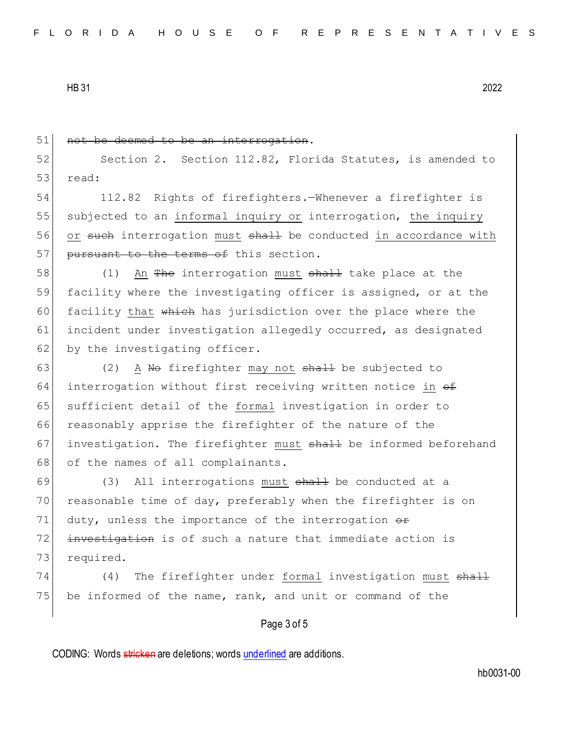51 ~~not be deemed to be an interrogation~~.

52 Section 2. Section 112.82, Florida Statutes, is amended to
53 read:

54 112.82 Rights of firefighters.—Whenever a firefighter is
55 subjected to an <u>informal inquiry or</u> interrogation, <u>the inquiry</u>
56 <u>or</u> ~~such~~ interrogation <u>must</u> ~~shall~~ be conducted <u>in accordance with</u>
57 ~~pursuant to the terms of~~ this section.

58 (1) <u>An</u> ~~The~~ interrogation <u>must</u> ~~shall~~ take place at the
59 facility where the investigating officer is assigned, or at the
60 facility <u>that</u> ~~which~~ has jurisdiction over the place where the
61 incident under investigation allegedly occurred, as designated
62 by the investigating officer.

63 (2) <u>A</u> ~~No~~ firefighter <u>may not</u> ~~shall~~ be subjected to
64 interrogation without first receiving written notice <u>in</u> ~~of~~
65 sufficient detail of the <u>formal</u> investigation in order to
66 reasonably apprise the firefighter of the nature of the
67 investigation. The firefighter <u>must</u> ~~shall~~ be informed beforehand
68 of the names of all complainants.

69 (3) All interrogations <u>must</u> ~~shall~~ be conducted at a
70 reasonable time of day, preferably when the firefighter is on
71 duty, unless the importance of the interrogation ~~or~~
72 ~~investigation~~ is of such a nature that immediate action is
73 required.

74 (4) The firefighter under <u>formal</u> investigation <u>must</u> ~~shall~~
75 be informed of the name, rank, and unit or command of the

CODING: Words ~~stricken~~ are deletions; words <u>underlined</u> are additions.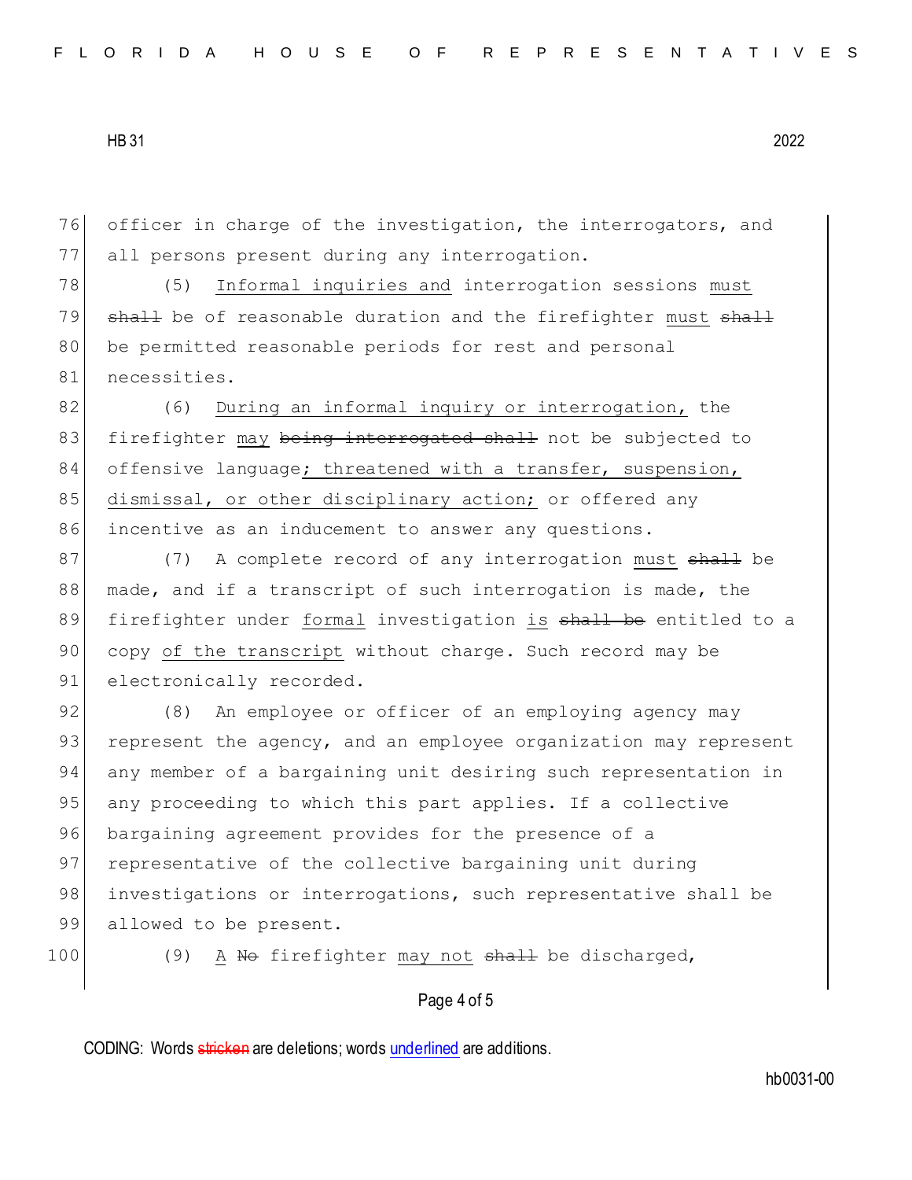76 officer in charge of the investigation, the interrogators, and
77 all persons present during any interrogation.

78 (5) <u>Informal inquiries and</u> interrogation sessions <u>must</u>
79 ~~shall~~ be of reasonable duration and the firefighter <u>must</u> ~~shall~~
80 be permitted reasonable periods for rest and personal
81 necessities.

82 (6) <u>During an informal inquiry or interrogation,</u> the
83 firefighter <u>may</u> ~~being interrogated shall~~ not be subjected to
84 offensive language<u>; threatened with a transfer, suspension,</u>
85 <u>dismissal, or other disciplinary action;</u> or offered any
86 incentive as an inducement to answer any questions.

87 (7) A complete record of any interrogation <u>must</u> ~~shall~~ be
88 made, and if a transcript of such interrogation is made, the
89 firefighter under <u>formal</u> investigation <u>is</u> ~~shall be~~ entitled to a
90 copy <u>of the transcript</u> without charge. Such record may be
91 electronically recorded.

92 (8) An employee or officer of an employing agency may
93 represent the agency, and an employee organization may represent
94 any member of a bargaining unit desiring such representation in
95 any proceeding to which this part applies. If a collective
96 bargaining agreement provides for the presence of a
97 representative of the collective bargaining unit during
98 investigations or interrogations, such representative shall be
99 allowed to be present.

100 (9) <u>A</u> ~~No~~ firefighter <u>may not</u> ~~shall~~ be discharged,

CODING: Words ~~stricken~~ are deletions; words <u>underlined</u> are additions.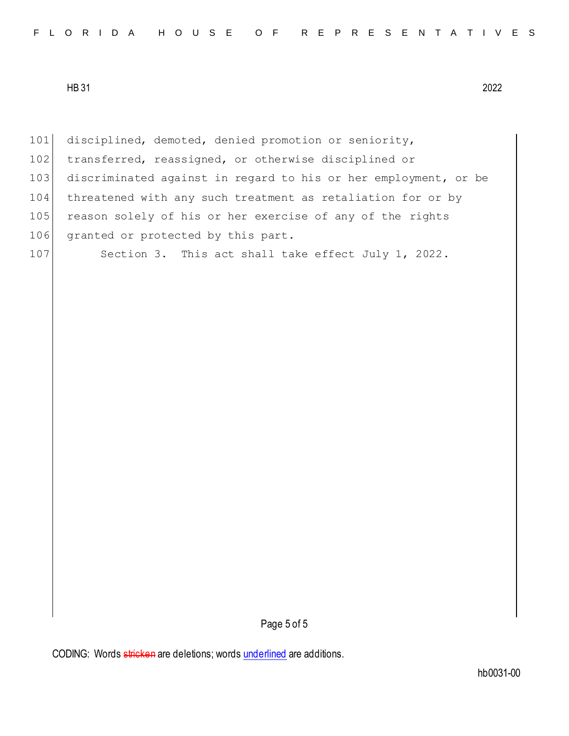disciplined, demoted, denied promotion or seniority, transferred, reassigned, or otherwise disciplined or discriminated against in regard to his or her employment, or be threatened with any such treatment as retaliation for or by reason solely of his or her exercise of any of the rights granted or protected by this part.

Section 3. This act shall take effect July 1, 2022.